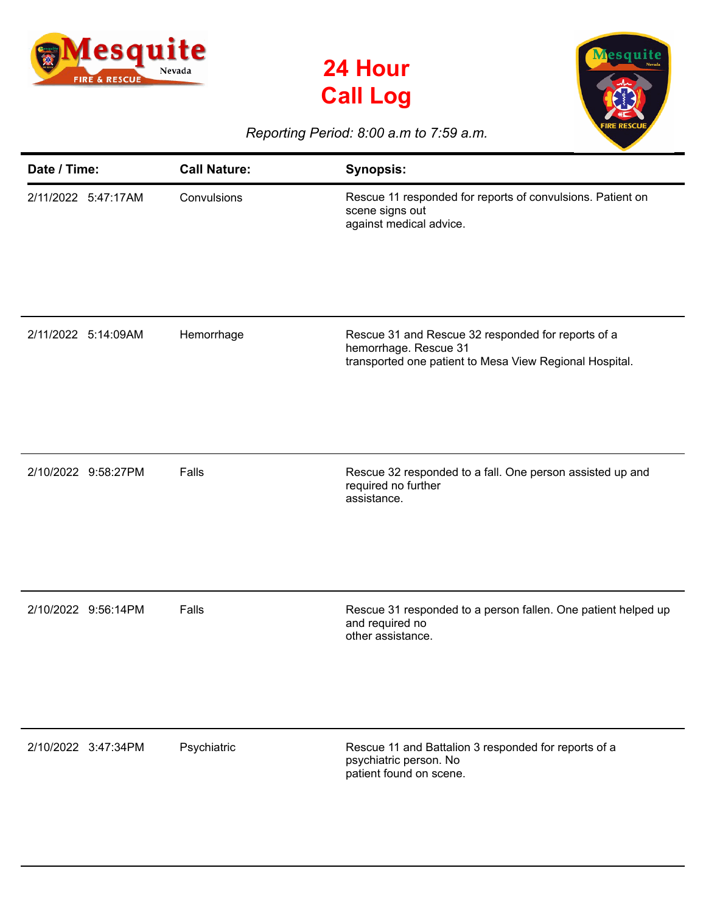# 24 Hour Call Log

*Reporting Period: 8:00 a.m to 7:59 a.m.*

| Date / Time: | Call Nature: | Synopsis: |
|---|---|---|
| 2/11/2022 5:47:17AM | Convulsions | Rescue 11 responded for reports of convulsions. Patient on scene signs out against medical advice. |
| 2/11/2022 5:14:09AM | Hemorrhage | Rescue 31 and Rescue 32 responded for reports of a hemorrhage. Rescue 31 transported one patient to Mesa View Regional Hospital. |
| 2/10/2022 9:58:27PM | Falls | Rescue 32 responded to a fall. One person assisted up and required no further assistance. |
| 2/10/2022 9:56:14PM | Falls | Rescue 31 responded to a person fallen. One patient helped up and required no other assistance. |
| 2/10/2022 3:47:34PM | Psychiatric | Rescue 11 and Battalion 3 responded for reports of a psychiatric person. No patient found on scene. |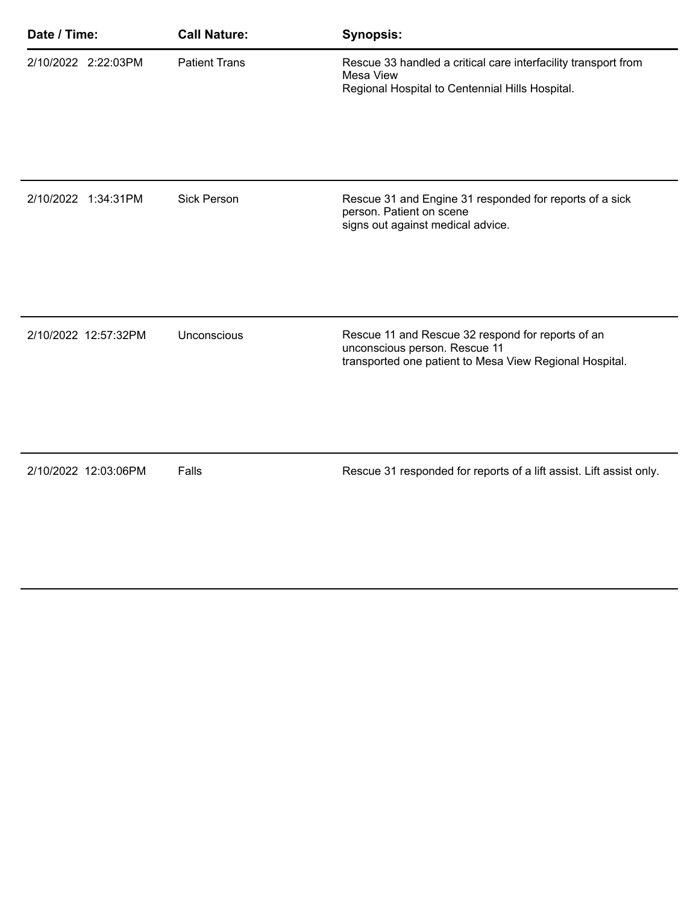| Date / Time: | Call Nature: | Synopsis: |
|---|---|---|
| 2/10/2022 2:22:03PM | Patient Trans | Rescue 33 handled a critical care interfacility transport from Mesa View Regional Hospital to Centennial Hills Hospital. |
| 2/10/2022 1:34:31PM | Sick Person | Rescue 31 and Engine 31 responded for reports of a sick person. Patient on scene signs out against medical advice. |
| 2/10/2022 12:57:32PM | Unconscious | Rescue 11 and Rescue 32 respond for reports of an unconscious person. Rescue 11 transported one patient to Mesa View Regional Hospital. |
| 2/10/2022 12:03:06PM | Falls | Rescue 31 responded for reports of a lift assist. Lift assist only. |